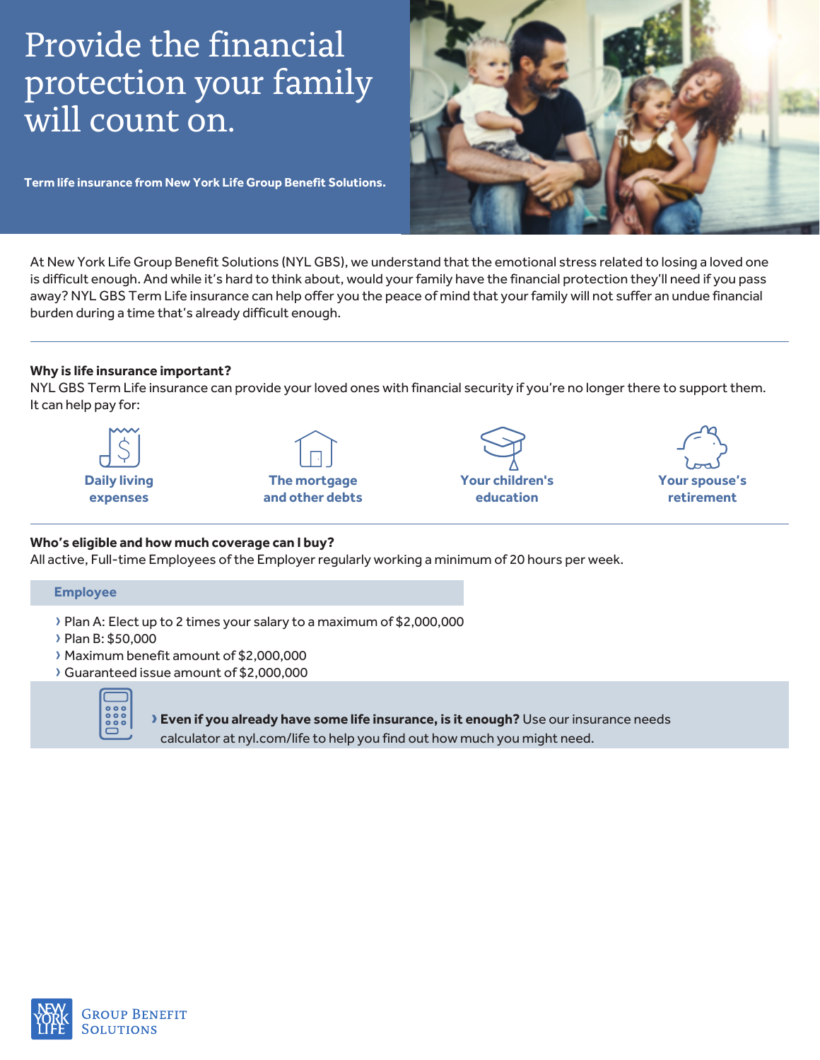# Provide the financial protection your family will count on.

**Term life insurance from New York Life Group Benefit Solutions.**

At New York Life Group Benefit Solutions (NYL GBS), we understand that the emotional stress related to losing a loved one is difficult enough. And while it's hard to think about, would your family have the financial protection they'll need if you pass away? NYL GBS Term Life insurance can help offer you the peace of mind that your family will not suffer an undue financial burden during a time that's already difficult enough.

---

**Why is life insurance important?**
NYL GBS Term Life insurance can provide your loved ones with financial security if you're no longer there to support them. It can help pay for:

- **Daily living expenses**
- **The mortgage and other debts**
- **Your children's education**
- **Your spouse's retirement**

---

**Who's eligible and how much coverage can I buy?**
All active, Full-time Employees of the Employer regularly working a minimum of 20 hours per week.

**Employee**

- Plan A: Elect up to 2 times your salary to a maximum of $2,000,000
- Plan B: $50,000
- Maximum benefit amount of $2,000,000
- Guaranteed issue amount of $2,000,000

**Even if you already have some life insurance, is it enough?** Use our insurance needs calculator at nyl.com/life to help you find out how much you might need.

New York Life Group Benefit Solutions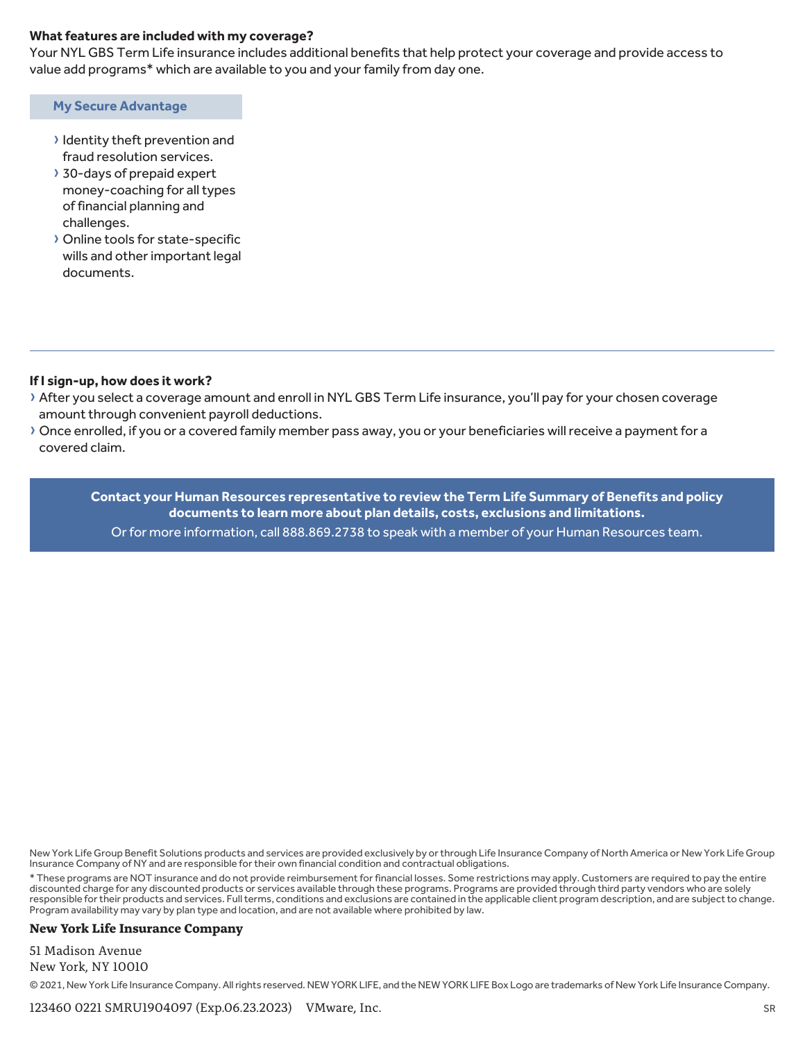**What features are included with my coverage?**

Your NYL GBS Term Life insurance includes additional benefits that help protect your coverage and provide access to value add programs* which are available to you and your family from day one.

**My Secure Advantage**

- Identity theft prevention and fraud resolution services.
- 30-days of prepaid expert money-coaching for all types of financial planning and challenges.
- Online tools for state-specific wills and other important legal documents.

---

**If I sign-up, how does it work?**

- After you select a coverage amount and enroll in NYL GBS Term Life insurance, you'll pay for your chosen coverage amount through convenient payroll deductions.
- Once enrolled, if you or a covered family member pass away, you or your beneficiaries will receive a payment for a covered claim.

**Contact your Human Resources representative to review the Term Life Summary of Benefits and policy documents to learn more about plan details, costs, exclusions and limitations.**

Or for more information, call 888.869.2738 to speak with a member of your Human Resources team.

New York Life Group Benefit Solutions products and services are provided exclusively by or through Life Insurance Company of North America or New York Life Group Insurance Company of NY and are responsible for their own financial condition and contractual obligations.

* These programs are NOT insurance and do not provide reimbursement for financial losses. Some restrictions may apply. Customers are required to pay the entire discounted charge for any discounted products or services available through these programs. Programs are provided through third party vendors who are solely responsible for their products and services. Full terms, conditions and exclusions are contained in the applicable client program description, and are subject to change. Program availability may vary by plan type and location, and are not available where prohibited by law.

**New York Life Insurance Company**

51 Madison Avenue
New York, NY 10010

© 2021, New York Life Insurance Company. All rights reserved. NEW YORK LIFE, and the NEW YORK LIFE Box Logo are trademarks of New York Life Insurance Company.

123460 0221 SMRU1904097 (Exp.06.23.2023) VMware, Inc. SR